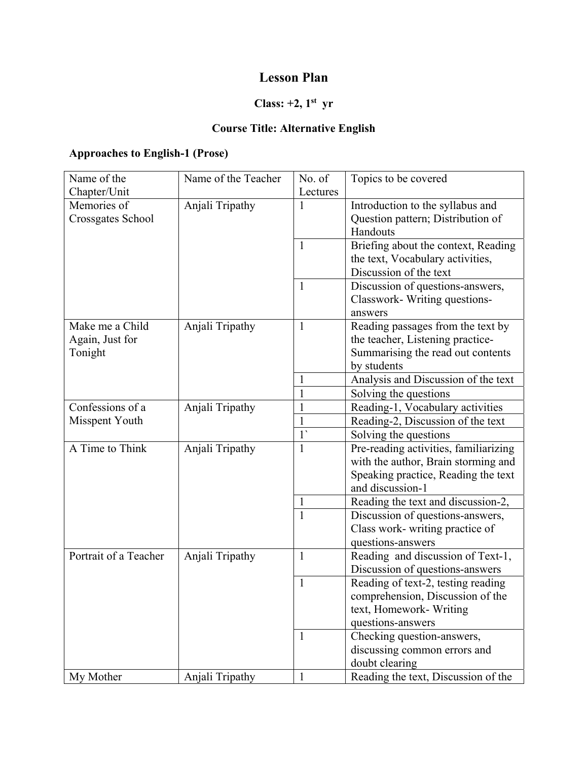# Lesson Plan

**Class: +2, 1st yr**

**Course Title: Alternative English**

**Approaches to English-1 (Prose)**

| Name of the Chapter/Unit | Name of the Teacher | No. of Lectures | Topics to be covered |
|---|---|---|---|
| Memories of Crossgates School | Anjali Tripathy | 1 | Introduction to the syllabus and Question pattern; Distribution of Handouts |
| | | 1 | Briefing about the context, Reading the text, Vocabulary activities, Discussion of the text |
| | | 1 | Discussion of questions-answers, Classwork- Writing questions-answers |
| Make me a Child Again, Just for Tonight | Anjali Tripathy | 1 | Reading passages from the text by the teacher, Listening practice-Summarising the read out contents by students |
| | | 1 | Analysis and Discussion of the text |
| | | 1 | Solving the questions |
| Confessions of a Misspent Youth | Anjali Tripathy | 1 | Reading-1, Vocabulary activities |
| | | 1 | Reading-2, Discussion of the text |
| | | 1` | Solving the questions |
| A Time to Think | Anjali Tripathy | 1 | Pre-reading activities, familiarizing with the author, Brain storming and Speaking practice, Reading the text and discussion-1 |
| | | 1 | Reading the text and discussion-2, |
| | | 1 | Discussion of questions-answers, Class work- writing practice of questions-answers |
| Portrait of a Teacher | Anjali Tripathy | 1 | Reading and discussion of Text-1, Discussion of questions-answers |
| | | 1 | Reading of text-2, testing reading comprehension, Discussion of the text, Homework- Writing questions-answers |
| | | 1 | Checking question-answers, discussing common errors and doubt clearing |
| My Mother | Anjali Tripathy | 1 | Reading the text, Discussion of the |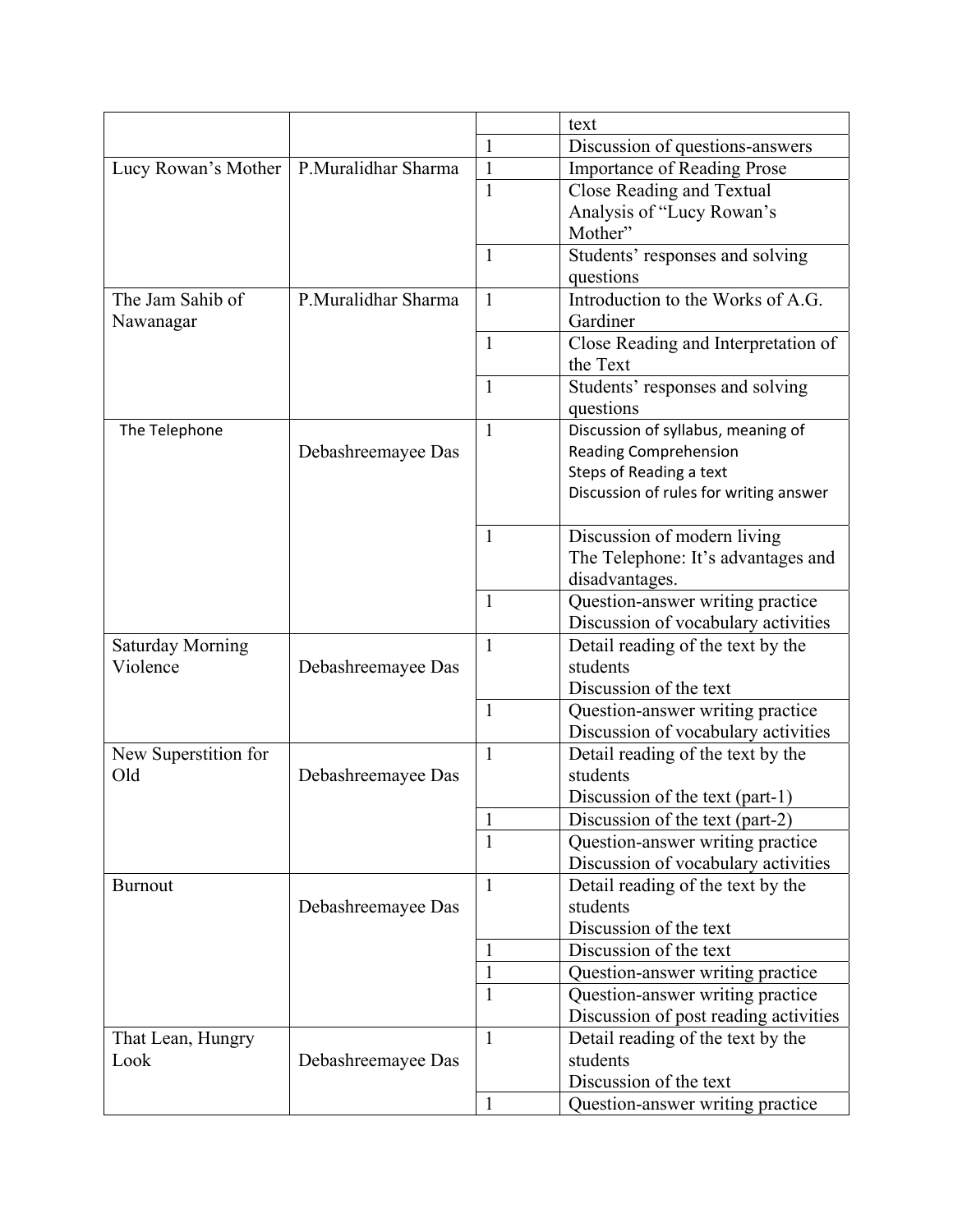| | | | text |
|---|---|---|---|
| | | 1 | Discussion of questions-answers |
| Lucy Rowan's Mother | P.Muralidhar Sharma | 1 | Importance of Reading Prose |
| | | 1 | Close Reading and Textual Analysis of "Lucy Rowan's Mother" |
| | | 1 | Students' responses and solving questions |
| The Jam Sahib of Nawanagar | P.Muralidhar Sharma | 1 | Introduction to the Works of A.G. Gardiner |
| | | 1 | Close Reading and Interpretation of the Text |
| | | 1 | Students' responses and solving questions |
| The Telephone | Debashreemayee Das | 1 | Discussion of syllabus, meaning of Reading Comprehension<br>Steps of Reading a text<br>Discussion of rules for writing answer |
| | | 1 | Discussion of modern living<br>The Telephone: It's advantages and disadvantages. |
| | | 1 | Question-answer writing practice<br>Discussion of vocabulary activities |
| Saturday Morning Violence | Debashreemayee Das | 1 | Detail reading of the text by the students<br>Discussion of the text |
| | | 1 | Question-answer writing practice<br>Discussion of vocabulary activities |
| New Superstition for Old | Debashreemayee Das | 1 | Detail reading of the text by the students<br>Discussion of the text (part-1) |
| | | 1 | Discussion of the text (part-2) |
| | | 1 | Question-answer writing practice<br>Discussion of vocabulary activities |
| Burnout | Debashreemayee Das | 1 | Detail reading of the text by the students<br>Discussion of the text |
| | | 1 | Discussion of the text |
| | | 1 | Question-answer writing practice |
| | | 1 | Question-answer writing practice<br>Discussion of post reading activities |
| That Lean, Hungry Look | Debashreemayee Das | 1 | Detail reading of the text by the students<br>Discussion of the text |
| | | 1 | Question-answer writing practice |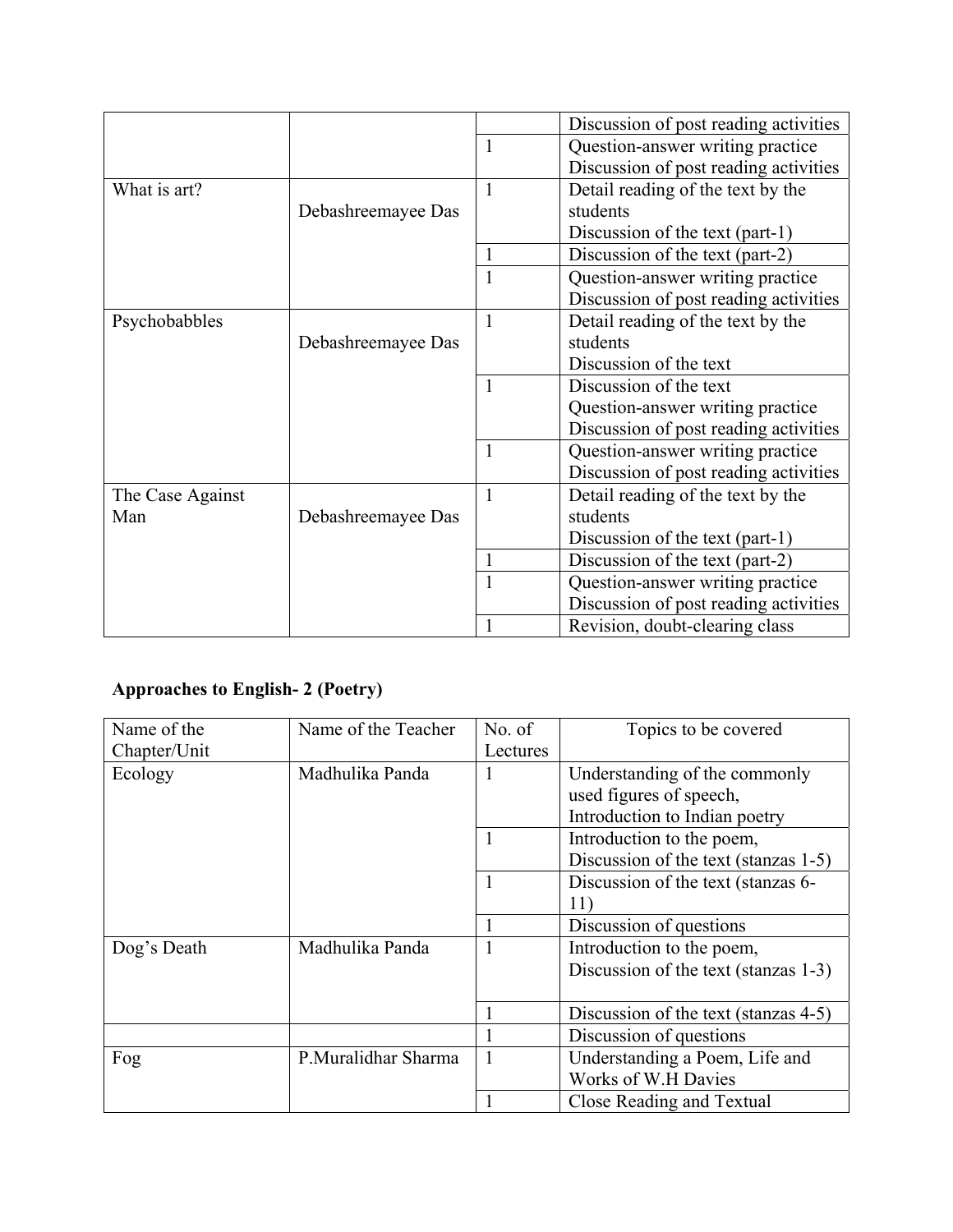| | | | Discussion of post reading activities |
|---|---|---|---|
| | | 1 | Question-answer writing practice<br>Discussion of post reading activities |
| What is art? | Debashreemayee Das | 1 | Detail reading of the text by the students<br>Discussion of the text (part-1) |
| | | 1 | Discussion of the text (part-2) |
| | | 1 | Question-answer writing practice<br>Discussion of post reading activities |
| Psychobabbles | Debashreemayee Das | 1 | Detail reading of the text by the students<br>Discussion of the text |
| | | 1 | Discussion of the text<br>Question-answer writing practice<br>Discussion of post reading activities |
| | | 1 | Question-answer writing practice<br>Discussion of post reading activities |
| The Case Against Man | Debashreemayee Das | 1 | Detail reading of the text by the students<br>Discussion of the text (part-1) |
| | | 1 | Discussion of the text (part-2) |
| | | 1 | Question-answer writing practice<br>Discussion of post reading activities |
| | | 1 | Revision, doubt-clearing class |

**Approaches to English- 2 (Poetry)**

| Name of the Chapter/Unit | Name of the Teacher | No. of Lectures | Topics to be covered |
|---|---|---|---|
| Ecology | Madhulika Panda | 1 | Understanding of the commonly used figures of speech,<br>Introduction to Indian poetry |
| | | 1 | Introduction to the poem,<br>Discussion of the text (stanzas 1-5) |
| | | 1 | Discussion of the text (stanzas 6-11) |
| | | 1 | Discussion of questions |
| Dog's Death | Madhulika Panda | 1 | Introduction to the poem,<br>Discussion of the text (stanzas 1-3) |
| | | 1 | Discussion of the text (stanzas 4-5) |
| | | 1 | Discussion of questions |
| Fog | P.Muralidhar Sharma | 1 | Understanding a Poem, Life and Works of W.H Davies |
| | | 1 | Close Reading and Textual |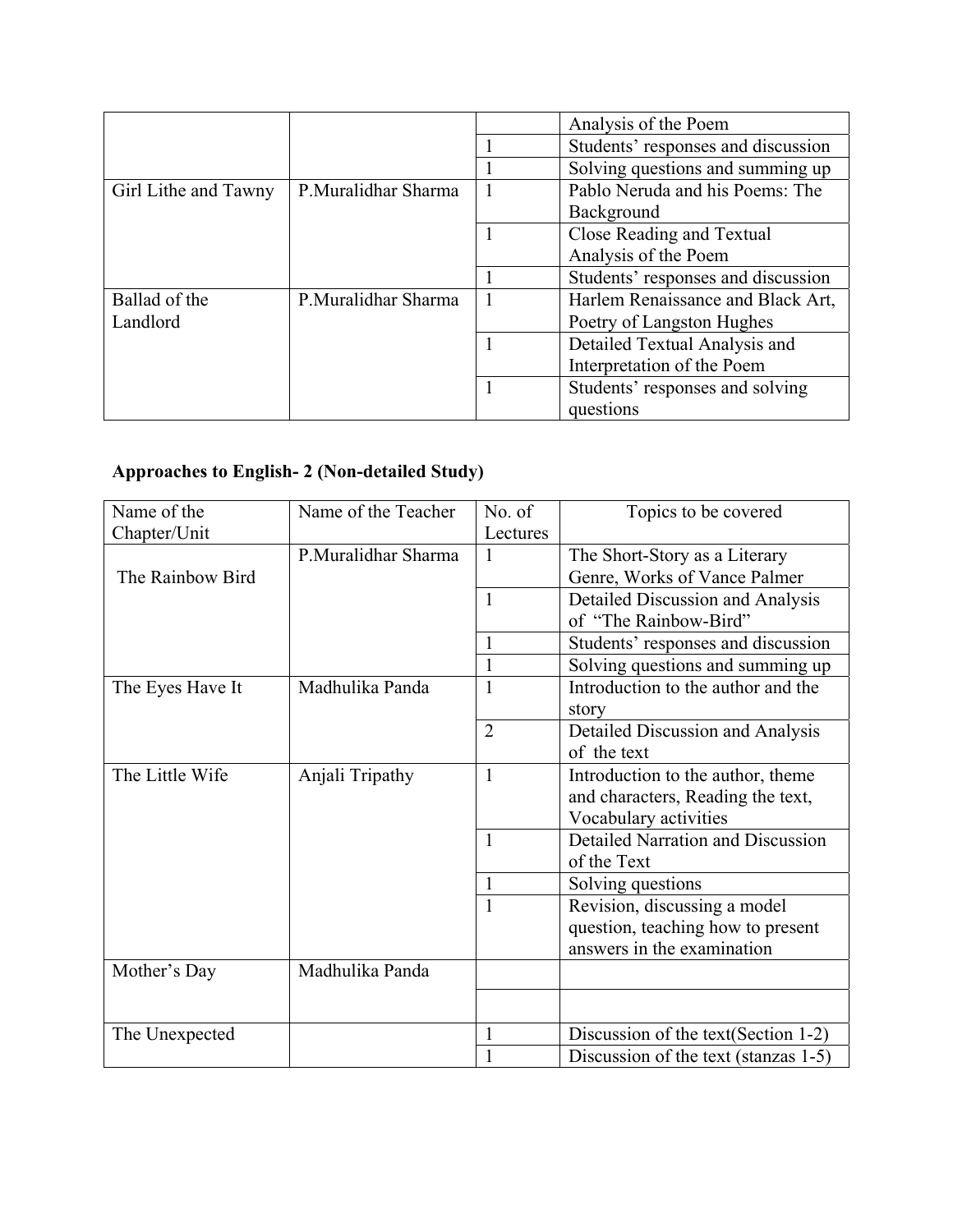|  |  |  | Analysis of the Poem |
| --- | --- | --- | --- |
|  |  | 1 | Students' responses and discussion |
|  |  | 1 | Solving questions and summing up |
| Girl Lithe and Tawny | P.Muralidhar Sharma | 1 | Pablo Neruda and his Poems: The Background |
|  |  | 1 | Close Reading and Textual Analysis of the Poem |
|  |  | 1 | Students' responses and discussion |
| Ballad of the Landlord | P.Muralidhar Sharma | 1 | Harlem Renaissance and Black Art, Poetry of Langston Hughes |
|  |  | 1 | Detailed Textual Analysis and Interpretation of the Poem |
|  |  | 1 | Students' responses and solving questions |

### Approaches to English- 2 (Non-detailed Study)

| Name of the Chapter/Unit | Name of the Teacher | No. of Lectures | Topics to be covered |
| --- | --- | --- | --- |
| The Rainbow Bird | P.Muralidhar Sharma | 1 | The Short-Story as a Literary Genre, Works of Vance Palmer |
|  |  | 1 | Detailed Discussion and Analysis of "The Rainbow-Bird" |
|  |  | 1 | Students' responses and discussion |
|  |  | 1 | Solving questions and summing up |
| The Eyes Have It | Madhulika Panda | 1 | Introduction to the author and the story |
|  |  | 2 | Detailed Discussion and Analysis of the text |
| The Little Wife | Anjali Tripathy | 1 | Introduction to the author, theme and characters, Reading the text, Vocabulary activities |
|  |  | 1 | Detailed Narration and Discussion of the Text |
|  |  | 1 | Solving questions |
|  |  | 1 | Revision, discussing a model question, teaching how to present answers in the examination |
| Mother's Day | Madhulika Panda |  |  |
|  |  |  |  |
| The Unexpected |  | 1 | Discussion of the text(Section 1-2) |
|  |  | 1 | Discussion of the text (stanzas 1-5) |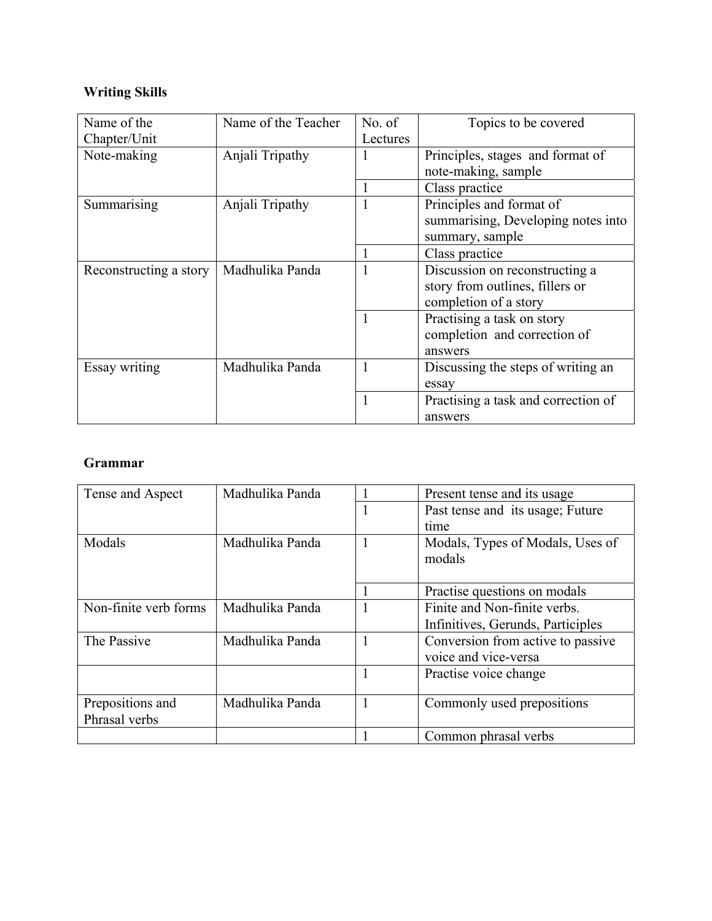**Writing Skills**

| Name of the Chapter/Unit | Name of the Teacher | No. of Lectures | Topics to be covered |
|---|---|---|---|
| Note-making | Anjali Tripathy | 1 | Principles, stages and format of note-making, sample |
| | | 1 | Class practice |
| Summarising | Anjali Tripathy | 1 | Principles and format of summarising, Developing notes into summary, sample |
| | | 1 | Class practice |
| Reconstructing a story | Madhulika Panda | 1 | Discussion on reconstructing a story from outlines, fillers or completion of a story |
| | | 1 | Practising a task on story completion and correction of answers |
| Essay writing | Madhulika Panda | 1 | Discussing the steps of writing an essay |
| | | 1 | Practising a task and correction of answers |

**Grammar**

| | | | |
|---|---|---|---|
| Tense and Aspect | Madhulika Panda | 1 | Present tense and its usage |
| | | 1 | Past tense and its usage; Future time |
| Modals | Madhulika Panda | 1 | Modals, Types of Modals, Uses of modals |
| | | 1 | Practise questions on modals |
| Non-finite verb forms | Madhulika Panda | 1 | Finite and Non-finite verbs. Infinitives, Gerunds, Participles |
| The Passive | Madhulika Panda | 1 | Conversion from active to passive voice and vice-versa |
| | | 1 | Practise voice change |
| Prepositions and Phrasal verbs | Madhulika Panda | 1 | Commonly used prepositions |
| | | 1 | Common phrasal verbs |